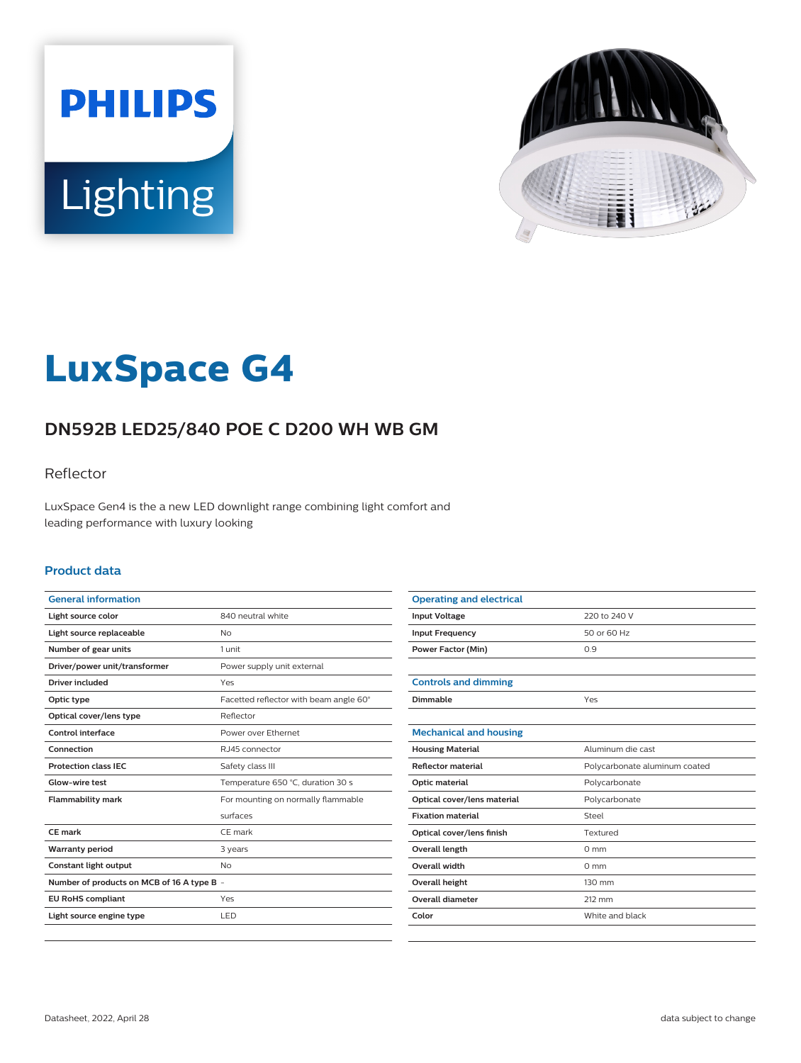# LuxSpace G4

## DN592B LED25/840 POE C D200 WH WB GM

Reflector

LuxSpace Gen4 is the a new LED downlight range combining light comfort and leading performance with luxury looking

### Product data

| General information | |
|---|---|
| Light source color | 840 neutral white |
| Light source replaceable | No |
| Number of gear units | 1 unit |
| Driver/power unit/transformer | Power supply unit external |
| Driver included | Yes |
| Optic type | Facetted reflector with beam angle 60° |
| Optical cover/lens type | Reflector |
| Control interface | Power over Ethernet |
| Connection | RJ45 connector |
| Protection class IEC | Safety class III |
| Glow-wire test | Temperature 650 °C, duration 30 s |
| Flammability mark | For mounting on normally flammable surfaces |
| CE mark | CE mark |
| Warranty period | 3 years |
| Constant light output | No |
| Number of products on MCB of 16 A type B | - |
| EU RoHS compliant | Yes |
| Light source engine type | LED |

| Operating and electrical | |
|---|---|
| Input Voltage | 220 to 240 V |
| Input Frequency | 50 or 60 Hz |
| Power Factor (Min) | 0.9 |

| Controls and dimming | |
|---|---|
| Dimmable | Yes |

| Mechanical and housing | |
|---|---|
| Housing Material | Aluminum die cast |
| Reflector material | Polycarbonate aluminum coated |
| Optic material | Polycarbonate |
| Optical cover/lens material | Polycarbonate |
| Fixation material | Steel |
| Optical cover/lens finish | Textured |
| Overall length | 0 mm |
| Overall width | 0 mm |
| Overall height | 130 mm |
| Overall diameter | 212 mm |
| Color | White and black |

Datasheet, 2022, April 28

data subject to change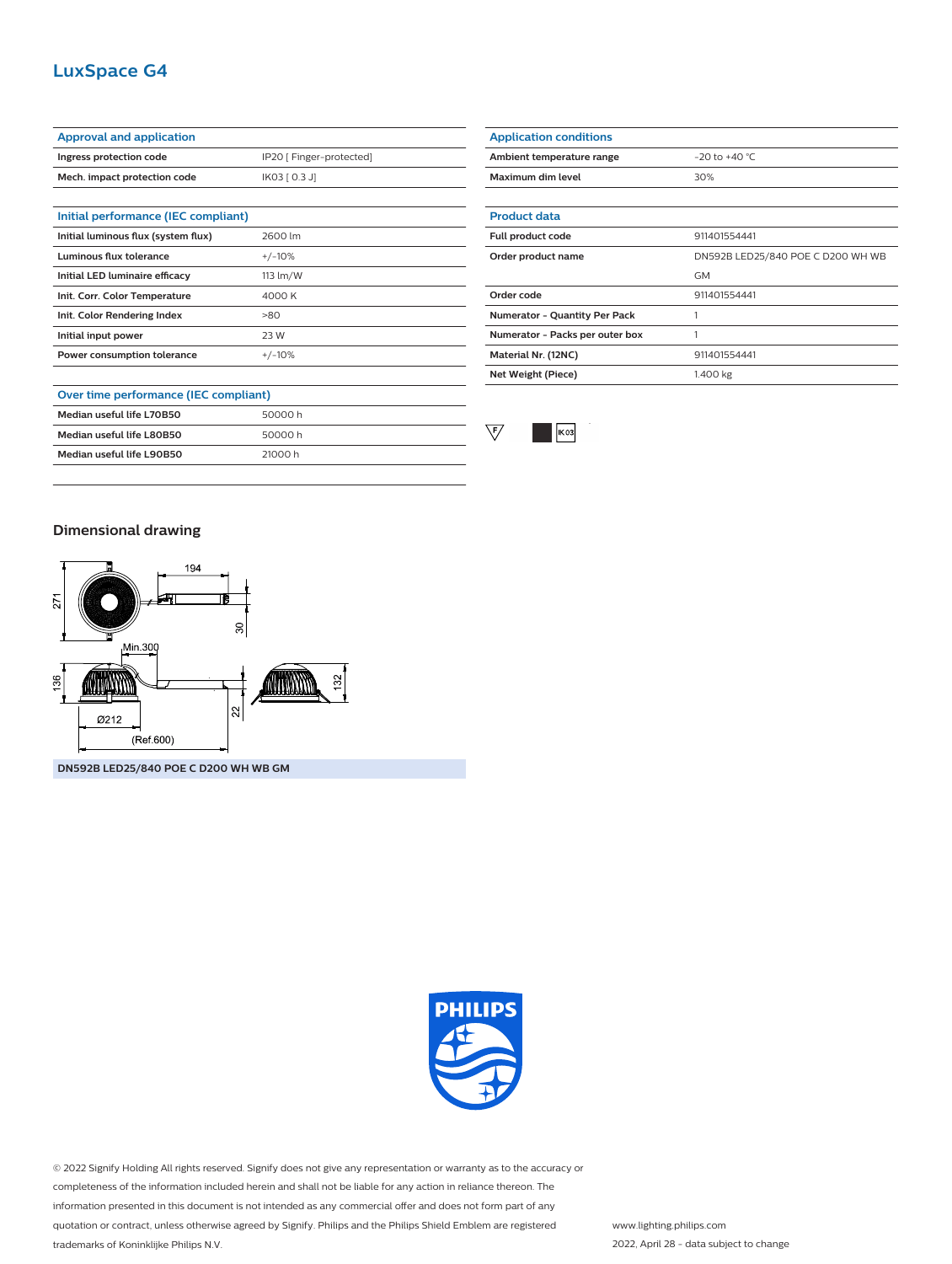# LuxSpace G4

| Approval and application | |
|---|---|
| Ingress protection code | IP20 [ Finger-protected] |
| Mech. impact protection code | IK03 [ 0.3 J] |

| Initial performance (IEC compliant) | |
|---|---|
| Initial luminous flux (system flux) | 2600 lm |
| Luminous flux tolerance | +/-10% |
| Initial LED luminaire efficacy | 113 lm/W |
| Init. Corr. Color Temperature | 4000 K |
| Init. Color Rendering Index | >80 |
| Initial input power | 23 W |
| Power consumption tolerance | +/-10% |

| Over time performance (IEC compliant) | |
|---|---|
| Median useful life L70B50 | 50000 h |
| Median useful life L80B50 | 50000 h |
| Median useful life L90B50 | 21000 h |

| Application conditions | |
|---|---|
| Ambient temperature range | -20 to +40 °C |
| Maximum dim level | 30% |

| Product data | |
|---|---|
| Full product code | 911401554441 |
| Order product name | DN592B LED25/840 POE C D200 WH WB GM |
| Order code | 911401554441 |
| Numerator - Quantity Per Pack | 1 |
| Numerator - Packs per outer box | 1 |
| Material Nr. (12NC) | 911401554441 |
| Net Weight (Piece) | 1.400 kg |

F IK03

## Dimensional drawing

194
271
30
Min.300
136
132
22
Ø212
(Ref.600)

DN592B LED25/840 POE C D200 WH WB GM

© 2022 Signify Holding All rights reserved. Signify does not give any representation or warranty as to the accuracy or completeness of the information included herein and shall not be liable for any action in reliance thereon. The information presented in this document is not intended as any commercial offer and does not form part of any quotation or contract, unless otherwise agreed by Signify. Philips and the Philips Shield Emblem are registered trademarks of Koninklijke Philips N.V.

www.lighting.philips.com

2022, April 28 - data subject to change